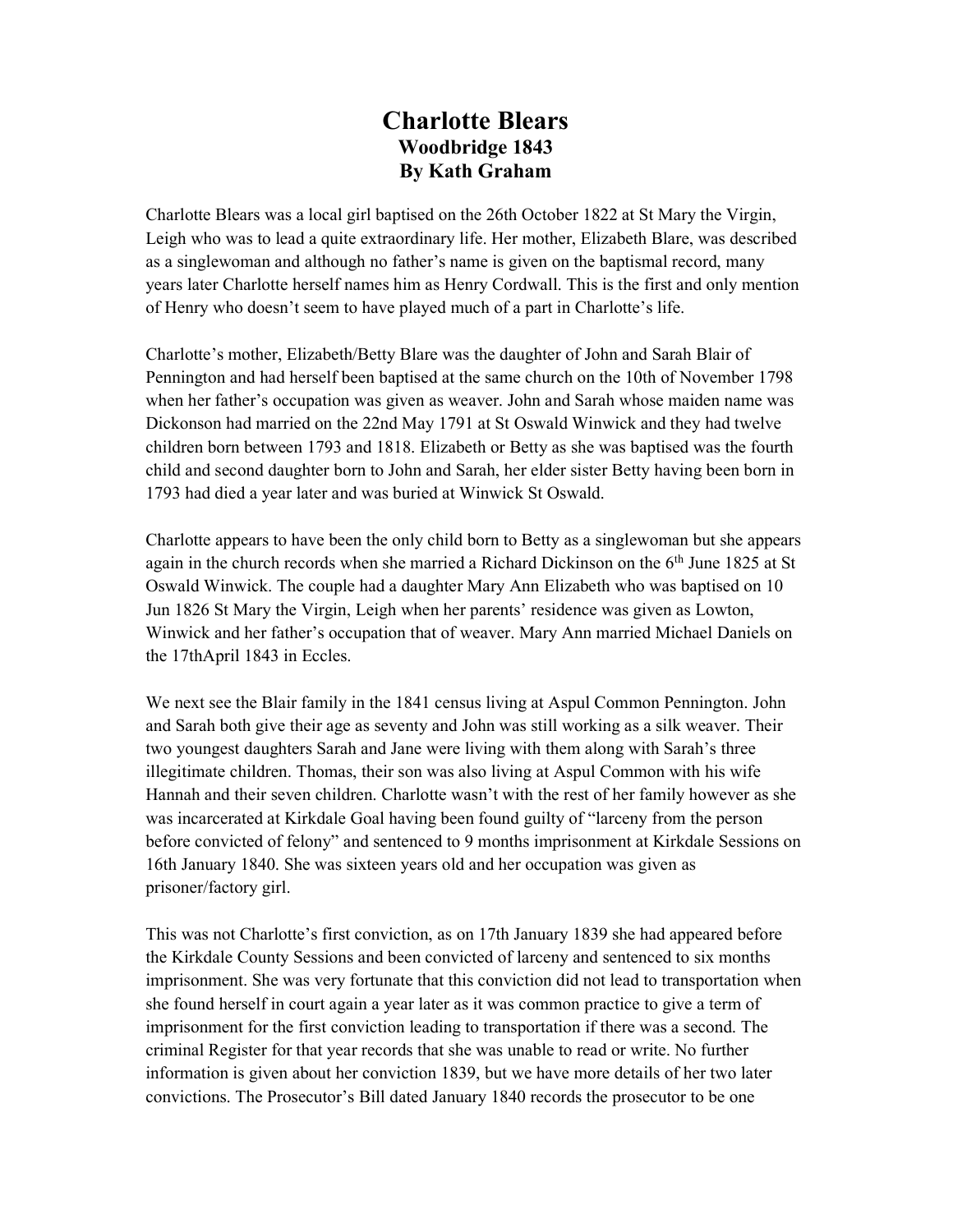# Charlotte Blears

## Woodbridge 1843

## By Kath Graham

Charlotte Blears was a local girl baptised on the 26th October 1822 at St Mary the Virgin, Leigh who was to lead a quite extraordinary life. Her mother, Elizabeth Blare, was described as a singlewoman and although no father's name is given on the baptismal record, many years later Charlotte herself names him as Henry Cordwall. This is the first and only mention of Henry who doesn't seem to have played much of a part in Charlotte's life.

Charlotte's mother, Elizabeth/Betty Blare was the daughter of John and Sarah Blair of Pennington and had herself been baptised at the same church on the 10th of November 1798 when her father's occupation was given as weaver. John and Sarah whose maiden name was Dickonson had married on the 22nd May 1791 at St Oswald Winwick and they had twelve children born between 1793 and 1818. Elizabeth or Betty as she was baptised was the fourth child and second daughter born to John and Sarah, her elder sister Betty having been born in 1793 had died a year later and was buried at Winwick St Oswald.

Charlotte appears to have been the only child born to Betty as a singlewoman but she appears again in the church records when she married a Richard Dickinson on the 6th June 1825 at St Oswald Winwick. The couple had a daughter Mary Ann Elizabeth who was baptised on 10 Jun 1826 St Mary the Virgin, Leigh when her parents' residence was given as Lowton, Winwick and her father's occupation that of weaver. Mary Ann married Michael Daniels on the 17thApril 1843 in Eccles.

We next see the Blair family in the 1841 census living at Aspul Common Pennington. John and Sarah both give their age as seventy and John was still working as a silk weaver. Their two youngest daughters Sarah and Jane were living with them along with Sarah's three illegitimate children. Thomas, their son was also living at Aspul Common with his wife Hannah and their seven children. Charlotte wasn't with the rest of her family however as she was incarcerated at Kirkdale Goal having been found guilty of "larceny from the person before convicted of felony" and sentenced to 9 months imprisonment at Kirkdale Sessions on 16th January 1840. She was sixteen years old and her occupation was given as prisoner/factory girl.

This was not Charlotte's first conviction, as on 17th January 1839 she had appeared before the Kirkdale County Sessions and been convicted of larceny and sentenced to six months imprisonment. She was very fortunate that this conviction did not lead to transportation when she found herself in court again a year later as it was common practice to give a term of imprisonment for the first conviction leading to transportation if there was a second. The criminal Register for that year records that she was unable to read or write. No further information is given about her conviction 1839, but we have more details of her two later convictions. The Prosecutor's Bill dated January 1840 records the prosecutor to be one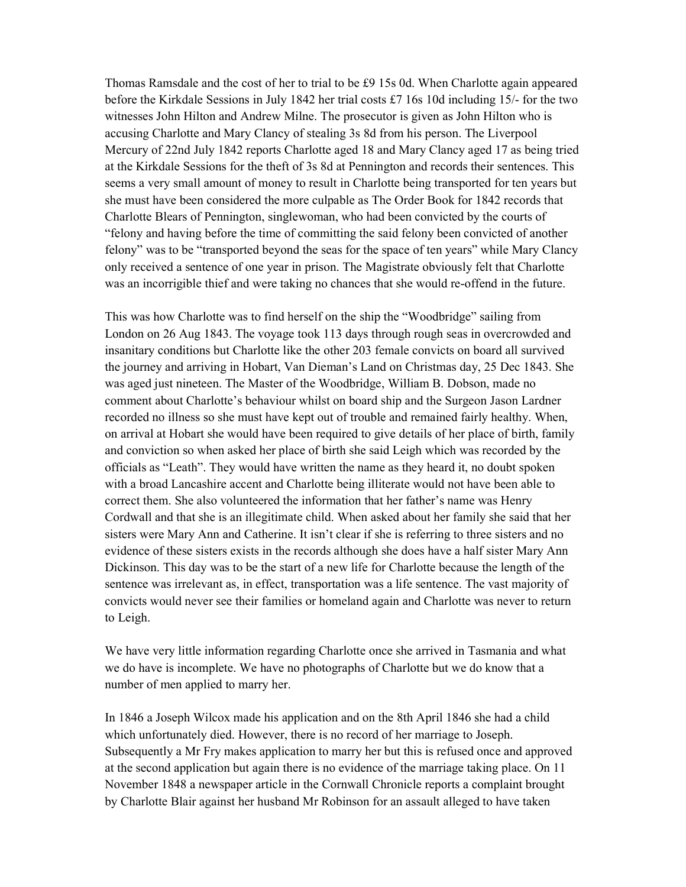Thomas Ramsdale and the cost of her to trial to be £9 15s 0d. When Charlotte again appeared before the Kirkdale Sessions in July 1842 her trial costs £7 16s 10d including 15/- for the two witnesses John Hilton and Andrew Milne. The prosecutor is given as John Hilton who is accusing Charlotte and Mary Clancy of stealing 3s 8d from his person. The Liverpool Mercury of 22nd July 1842 reports Charlotte aged 18 and Mary Clancy aged 17 as being tried at the Kirkdale Sessions for the theft of 3s 8d at Pennington and records their sentences. This seems a very small amount of money to result in Charlotte being transported for ten years but she must have been considered the more culpable as The Order Book for 1842 records that Charlotte Blears of Pennington, singlewoman, who had been convicted by the courts of "felony and having before the time of committing the said felony been convicted of another felony" was to be "transported beyond the seas for the space of ten years" while Mary Clancy only received a sentence of one year in prison. The Magistrate obviously felt that Charlotte was an incorrigible thief and were taking no chances that she would re-offend in the future.

This was how Charlotte was to find herself on the ship the "Woodbridge" sailing from London on 26 Aug 1843. The voyage took 113 days through rough seas in overcrowded and insanitary conditions but Charlotte like the other 203 female convicts on board all survived the journey and arriving in Hobart, Van Dieman's Land on Christmas day, 25 Dec 1843. She was aged just nineteen. The Master of the Woodbridge, William B. Dobson, made no comment about Charlotte's behaviour whilst on board ship and the Surgeon Jason Lardner recorded no illness so she must have kept out of trouble and remained fairly healthy. When, on arrival at Hobart she would have been required to give details of her place of birth, family and conviction so when asked her place of birth she said Leigh which was recorded by the officials as "Leath". They would have written the name as they heard it, no doubt spoken with a broad Lancashire accent and Charlotte being illiterate would not have been able to correct them. She also volunteered the information that her father's name was Henry Cordwall and that she is an illegitimate child. When asked about her family she said that her sisters were Mary Ann and Catherine. It isn't clear if she is referring to three sisters and no evidence of these sisters exists in the records although she does have a half sister Mary Ann Dickinson. This day was to be the start of a new life for Charlotte because the length of the sentence was irrelevant as, in effect, transportation was a life sentence. The vast majority of convicts would never see their families or homeland again and Charlotte was never to return to Leigh.

We have very little information regarding Charlotte once she arrived in Tasmania and what we do have is incomplete. We have no photographs of Charlotte but we do know that a number of men applied to marry her.

In 1846 a Joseph Wilcox made his application and on the 8th April 1846 she had a child which unfortunately died. However, there is no record of her marriage to Joseph. Subsequently a Mr Fry makes application to marry her but this is refused once and approved at the second application but again there is no evidence of the marriage taking place. On 11 November 1848 a newspaper article in the Cornwall Chronicle reports a complaint brought by Charlotte Blair against her husband Mr Robinson for an assault alleged to have taken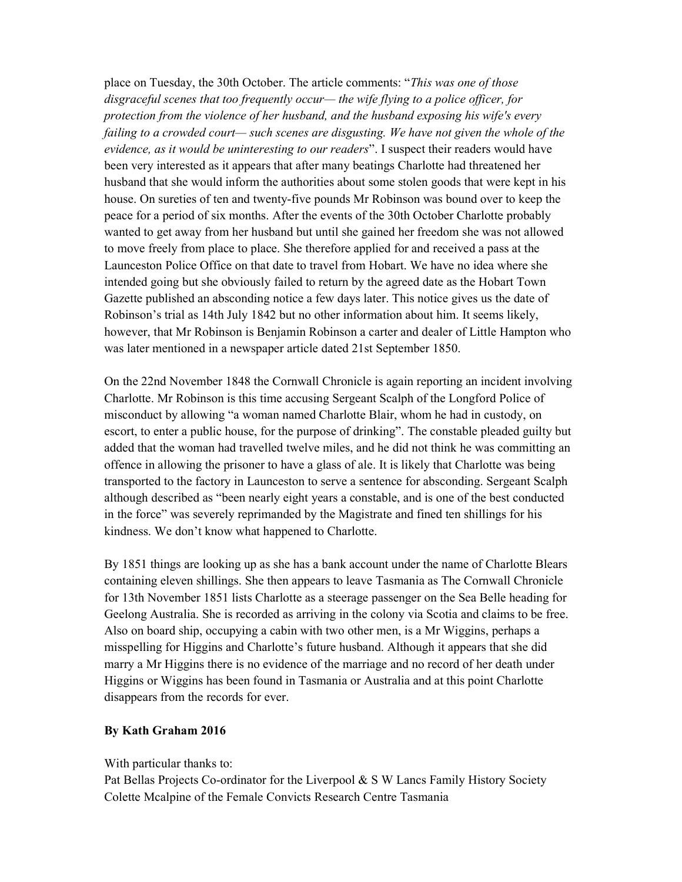place on Tuesday, the 30th October. The article comments: "*This was one of those disgraceful scenes that too frequently occur— the wife flying to a police officer, for protection from the violence of her husband, and the husband exposing his wife's every failing to a crowded court— such scenes are disgusting. We have not given the whole of the evidence, as it would be uninteresting to our readers*". I suspect their readers would have been very interested as it appears that after many beatings Charlotte had threatened her husband that she would inform the authorities about some stolen goods that were kept in his house. On sureties of ten and twenty-five pounds Mr Robinson was bound over to keep the peace for a period of six months. After the events of the 30th October Charlotte probably wanted to get away from her husband but until she gained her freedom she was not allowed to move freely from place to place. She therefore applied for and received a pass at the Launceston Police Office on that date to travel from Hobart. We have no idea where she intended going but she obviously failed to return by the agreed date as the Hobart Town Gazette published an absconding notice a few days later. This notice gives us the date of Robinson's trial as 14th July 1842 but no other information about him. It seems likely, however, that Mr Robinson is Benjamin Robinson a carter and dealer of Little Hampton who was later mentioned in a newspaper article dated 21st September 1850.

On the 22nd November 1848 the Cornwall Chronicle is again reporting an incident involving Charlotte. Mr Robinson is this time accusing Sergeant Scalph of the Longford Police of misconduct by allowing "a woman named Charlotte Blair, whom he had in custody, on escort, to enter a public house, for the purpose of drinking". The constable pleaded guilty but added that the woman had travelled twelve miles, and he did not think he was committing an offence in allowing the prisoner to have a glass of ale. It is likely that Charlotte was being transported to the factory in Launceston to serve a sentence for absconding. Sergeant Scalph although described as "been nearly eight years a constable, and is one of the best conducted in the force" was severely reprimanded by the Magistrate and fined ten shillings for his kindness. We don't know what happened to Charlotte.

By 1851 things are looking up as she has a bank account under the name of Charlotte Blears containing eleven shillings. She then appears to leave Tasmania as The Cornwall Chronicle for 13th November 1851 lists Charlotte as a steerage passenger on the Sea Belle heading for Geelong Australia. She is recorded as arriving in the colony via Scotia and claims to be free. Also on board ship, occupying a cabin with two other men, is a Mr Wiggins, perhaps a misspelling for Higgins and Charlotte's future husband. Although it appears that she did marry a Mr Higgins there is no evidence of the marriage and no record of her death under Higgins or Wiggins has been found in Tasmania or Australia and at this point Charlotte disappears from the records for ever.

**By Kath Graham 2016**

With particular thanks to:
Pat Bellas Projects Co-ordinator for the Liverpool & S W Lancs Family History Society
Colette Mcalpine of the Female Convicts Research Centre Tasmania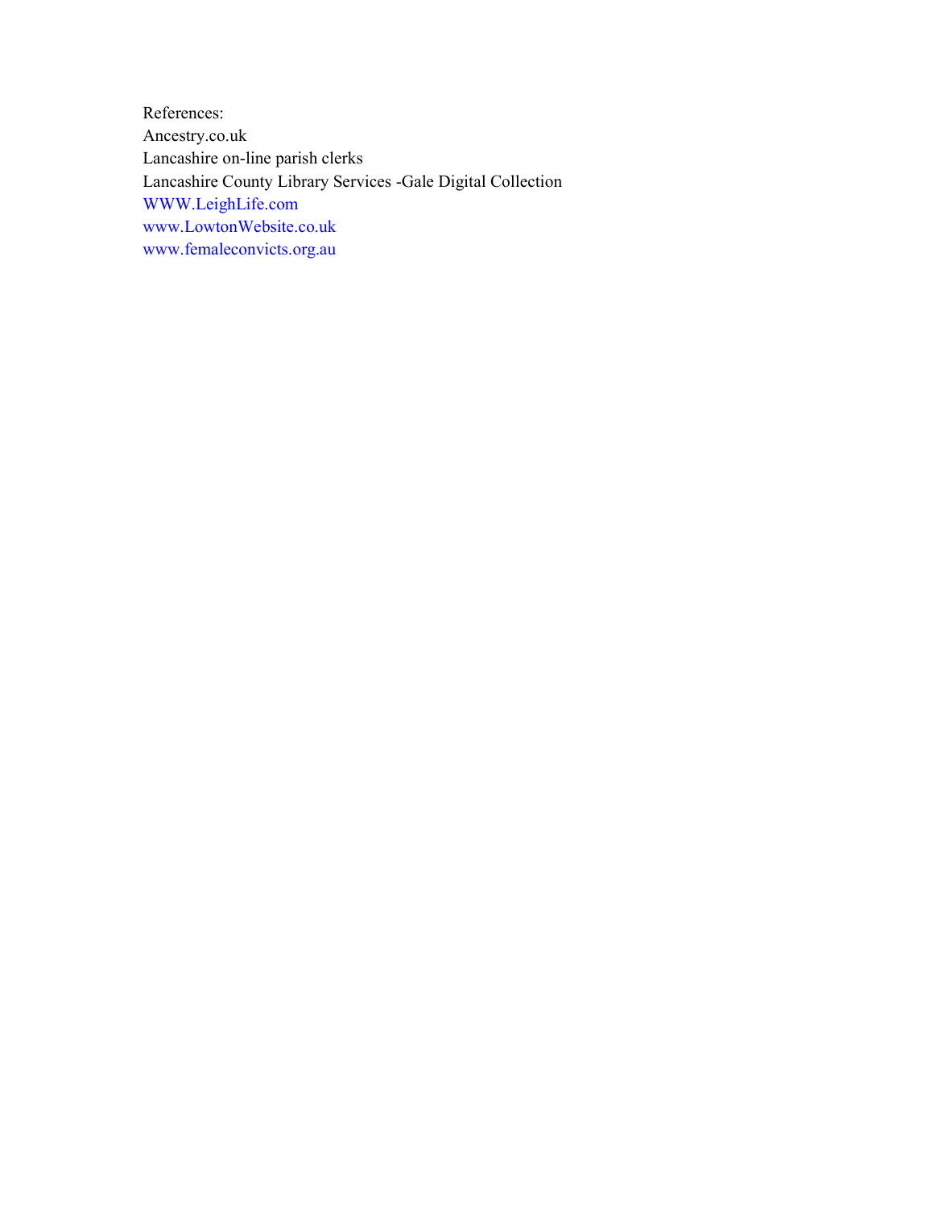References:
Ancestry.co.uk
Lancashire on-line parish clerks
Lancashire County Library Services -Gale Digital Collection
WWW.LeighLife.com
www.LowtonWebsite.co.uk
www.femaleconvicts.org.au